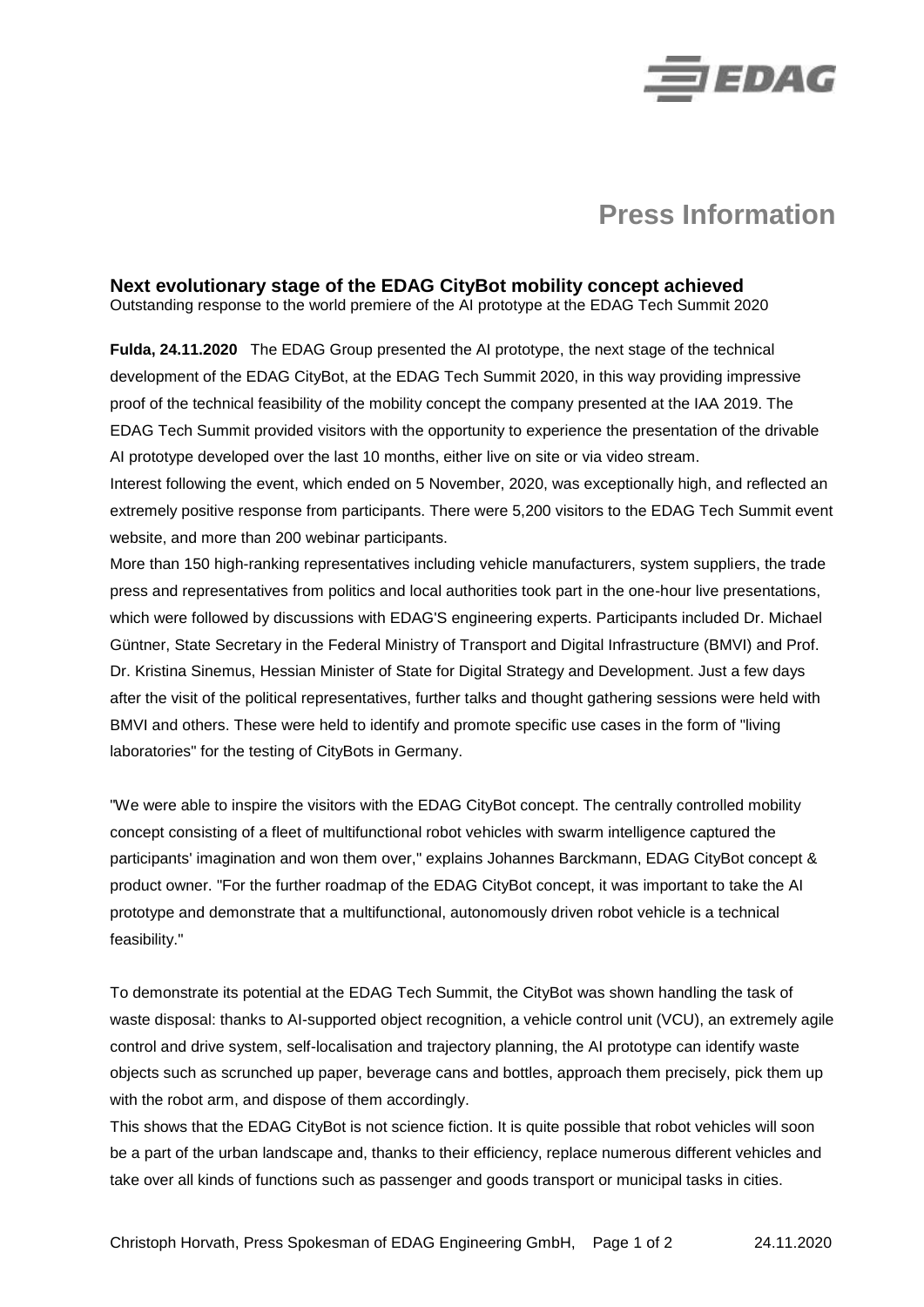# Press Information

## Next evolutionary stage of the EDAG CityBot mobility concept achieved

Outstanding response to the world premiere of the AI prototype at the EDAG Tech Summit 2020

**Fulda, 24.11.2020** The EDAG Group presented the AI prototype, the next stage of the technical development of the EDAG CityBot, at the EDAG Tech Summit 2020, in this way providing impressive proof of the technical feasibility of the mobility concept the company presented at the IAA 2019. The EDAG Tech Summit provided visitors with the opportunity to experience the presentation of the drivable AI prototype developed over the last 10 months, either live on site or via video stream.
Interest following the event, which ended on 5 November, 2020, was exceptionally high, and reflected an extremely positive response from participants. There were 5,200 visitors to the EDAG Tech Summit event website, and more than 200 webinar participants.
More than 150 high-ranking representatives including vehicle manufacturers, system suppliers, the trade press and representatives from politics and local authorities took part in the one-hour live presentations, which were followed by discussions with EDAG'S engineering experts. Participants included Dr. Michael Güntner, State Secretary in the Federal Ministry of Transport and Digital Infrastructure (BMVI) and Prof. Dr. Kristina Sinemus, Hessian Minister of State for Digital Strategy and Development. Just a few days after the visit of the political representatives, further talks and thought gathering sessions were held with BMVI and others. These were held to identify and promote specific use cases in the form of "living laboratories" for the testing of CityBots in Germany.

"We were able to inspire the visitors with the EDAG CityBot concept. The centrally controlled mobility concept consisting of a fleet of multifunctional robot vehicles with swarm intelligence captured the participants' imagination and won them over," explains Johannes Barckmann, EDAG CityBot concept & product owner. "For the further roadmap of the EDAG CityBot concept, it was important to take the AI prototype and demonstrate that a multifunctional, autonomously driven robot vehicle is a technical feasibility."

To demonstrate its potential at the EDAG Tech Summit, the CityBot was shown handling the task of waste disposal: thanks to AI-supported object recognition, a vehicle control unit (VCU), an extremely agile control and drive system, self-localisation and trajectory planning, the AI prototype can identify waste objects such as scrunched up paper, beverage cans and bottles, approach them precisely, pick them up with the robot arm, and dispose of them accordingly.
This shows that the EDAG CityBot is not science fiction. It is quite possible that robot vehicles will soon be a part of the urban landscape and, thanks to their efficiency, replace numerous different vehicles and take over all kinds of functions such as passenger and goods transport or municipal tasks in cities.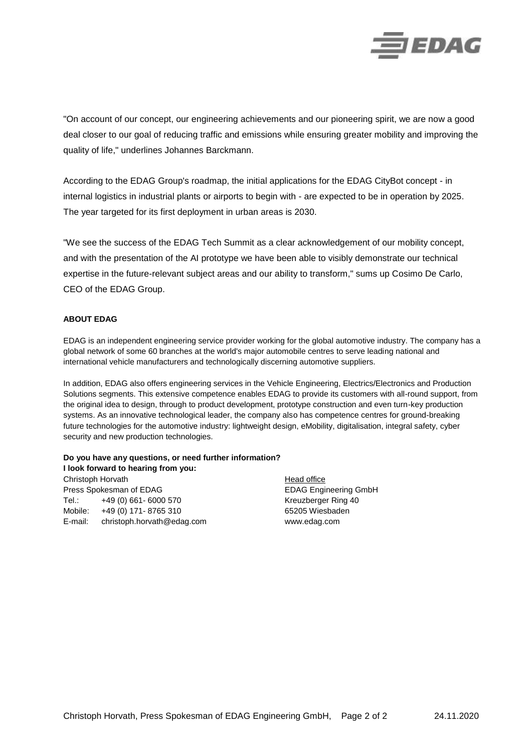"On account of our concept, our engineering achievements and our pioneering spirit, we are now a good deal closer to our goal of reducing traffic and emissions while ensuring greater mobility and improving the quality of life," underlines Johannes Barckmann.

According to the EDAG Group's roadmap, the initial applications for the EDAG CityBot concept - in internal logistics in industrial plants or airports to begin with - are expected to be in operation by 2025. The year targeted for its first deployment in urban areas is 2030.

"We see the success of the EDAG Tech Summit as a clear acknowledgement of our mobility concept, and with the presentation of the AI prototype we have been able to visibly demonstrate our technical expertise in the future-relevant subject areas and our ability to transform," sums up Cosimo De Carlo, CEO of the EDAG Group.

**ABOUT EDAG**

EDAG is an independent engineering service provider working for the global automotive industry. The company has a global network of some 60 branches at the world's major automobile centres to serve leading national and international vehicle manufacturers and technologically discerning automotive suppliers.

In addition, EDAG also offers engineering services in the Vehicle Engineering, Electrics/Electronics and Production Solutions segments. This extensive competence enables EDAG to provide its customers with all-round support, from the original idea to design, through to product development, prototype construction and even turn-key production systems. As an innovative technological leader, the company also has competence centres for ground-breaking future technologies for the automotive industry: lightweight design, eMobility, digitalisation, integral safety, cyber security and new production technologies.

**Do you have any questions, or need further information?**
**I look forward to hearing from you:**

Christoph Horvath
Press Spokesman of EDAG
Tel.: +49 (0) 661- 6000 570
Mobile: +49 (0) 171- 8765 310
E-mail: christoph.horvath@edag.com

Head office
EDAG Engineering GmbH
Kreuzberger Ring 40
65205 Wiesbaden
www.edag.com